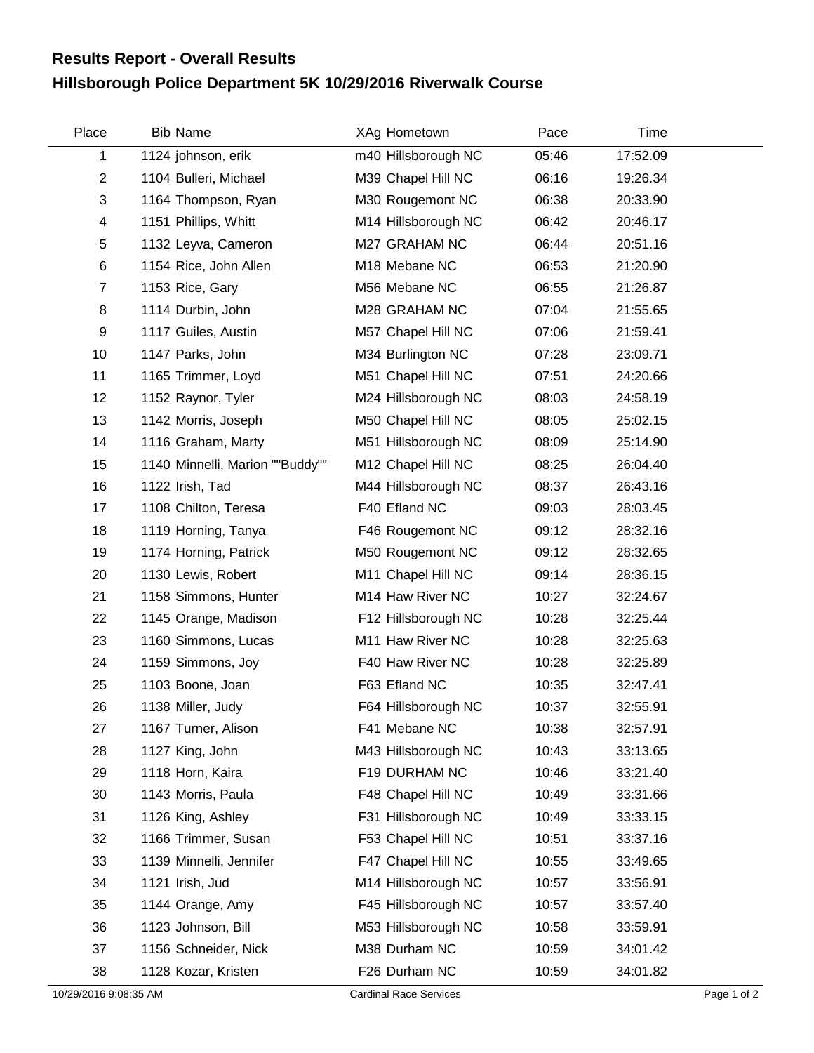# Results Report - Overall Results

## Hillsborough Police Department 5K 10/29/2016 Riverwalk Course

| Place | Bib | Name | XAg | Hometown | Pace | Time |
|---|---|---|---|---|---|---|
| 1 | 1124 | johnson, erik | m40 | Hillsborough NC | 05:46 | 17:52.09 |
| 2 | 1104 | Bulleri, Michael | M39 | Chapel Hill NC | 06:16 | 19:26.34 |
| 3 | 1164 | Thompson, Ryan | M30 | Rougemont NC | 06:38 | 20:33.90 |
| 4 | 1151 | Phillips, Whitt | M14 | Hillsborough NC | 06:42 | 20:46.17 |
| 5 | 1132 | Leyva, Cameron | M27 | GRAHAM NC | 06:44 | 20:51.16 |
| 6 | 1154 | Rice, John Allen | M18 | Mebane NC | 06:53 | 21:20.90 |
| 7 | 1153 | Rice, Gary | M56 | Mebane NC | 06:55 | 21:26.87 |
| 8 | 1114 | Durbin, John | M28 | GRAHAM NC | 07:04 | 21:55.65 |
| 9 | 1117 | Guiles, Austin | M57 | Chapel Hill NC | 07:06 | 21:59.41 |
| 10 | 1147 | Parks, John | M34 | Burlington NC | 07:28 | 23:09.71 |
| 11 | 1165 | Trimmer, Loyd | M51 | Chapel Hill NC | 07:51 | 24:20.66 |
| 12 | 1152 | Raynor, Tyler | M24 | Hillsborough NC | 08:03 | 24:58.19 |
| 13 | 1142 | Morris, Joseph | M50 | Chapel Hill NC | 08:05 | 25:02.15 |
| 14 | 1116 | Graham, Marty | M51 | Hillsborough NC | 08:09 | 25:14.90 |
| 15 | 1140 | Minnelli, Marion ""Buddy"" | M12 | Chapel Hill NC | 08:25 | 26:04.40 |
| 16 | 1122 | Irish, Tad | M44 | Hillsborough NC | 08:37 | 26:43.16 |
| 17 | 1108 | Chilton, Teresa | F40 | Efland NC | 09:03 | 28:03.45 |
| 18 | 1119 | Horning, Tanya | F46 | Rougemont NC | 09:12 | 28:32.16 |
| 19 | 1174 | Horning, Patrick | M50 | Rougemont NC | 09:12 | 28:32.65 |
| 20 | 1130 | Lewis, Robert | M11 | Chapel Hill NC | 09:14 | 28:36.15 |
| 21 | 1158 | Simmons, Hunter | M14 | Haw River NC | 10:27 | 32:24.67 |
| 22 | 1145 | Orange, Madison | F12 | Hillsborough NC | 10:28 | 32:25.44 |
| 23 | 1160 | Simmons, Lucas | M11 | Haw River NC | 10:28 | 32:25.63 |
| 24 | 1159 | Simmons, Joy | F40 | Haw River NC | 10:28 | 32:25.89 |
| 25 | 1103 | Boone, Joan | F63 | Efland NC | 10:35 | 32:47.41 |
| 26 | 1138 | Miller, Judy | F64 | Hillsborough NC | 10:37 | 32:55.91 |
| 27 | 1167 | Turner, Alison | F41 | Mebane NC | 10:38 | 32:57.91 |
| 28 | 1127 | King, John | M43 | Hillsborough NC | 10:43 | 33:13.65 |
| 29 | 1118 | Horn, Kaira | F19 | DURHAM NC | 10:46 | 33:21.40 |
| 30 | 1143 | Morris, Paula | F48 | Chapel Hill NC | 10:49 | 33:31.66 |
| 31 | 1126 | King, Ashley | F31 | Hillsborough NC | 10:49 | 33:33.15 |
| 32 | 1166 | Trimmer, Susan | F53 | Chapel Hill NC | 10:51 | 33:37.16 |
| 33 | 1139 | Minnelli, Jennifer | F47 | Chapel Hill NC | 10:55 | 33:49.65 |
| 34 | 1121 | Irish, Jud | M14 | Hillsborough NC | 10:57 | 33:56.91 |
| 35 | 1144 | Orange, Amy | F45 | Hillsborough NC | 10:57 | 33:57.40 |
| 36 | 1123 | Johnson, Bill | M53 | Hillsborough NC | 10:58 | 33:59.91 |
| 37 | 1156 | Schneider, Nick | M38 | Durham NC | 10:59 | 34:01.42 |
| 38 | 1128 | Kozar, Kristen | F26 | Durham NC | 10:59 | 34:01.82 |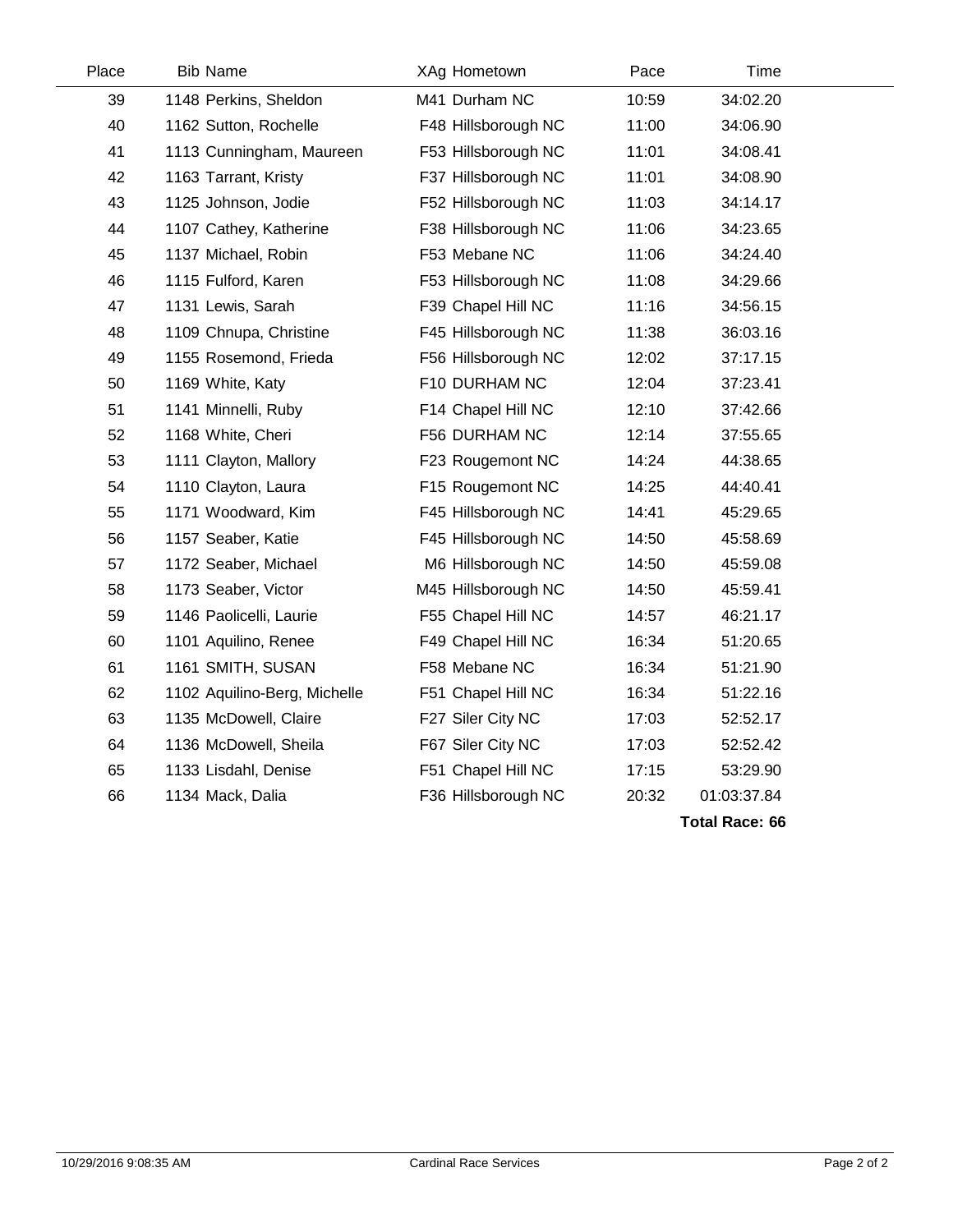| Place | Bib | Name | XAg | Hometown | Pace | Time |
|---|---|---|---|---|---|---|
| 39 | 1148 | Perkins, Sheldon | M41 | Durham NC | 10:59 | 34:02.20 |
| 40 | 1162 | Sutton, Rochelle | F48 | Hillsborough NC | 11:00 | 34:06.90 |
| 41 | 1113 | Cunningham, Maureen | F53 | Hillsborough NC | 11:01 | 34:08.41 |
| 42 | 1163 | Tarrant, Kristy | F37 | Hillsborough NC | 11:01 | 34:08.90 |
| 43 | 1125 | Johnson, Jodie | F52 | Hillsborough NC | 11:03 | 34:14.17 |
| 44 | 1107 | Cathey, Katherine | F38 | Hillsborough NC | 11:06 | 34:23.65 |
| 45 | 1137 | Michael, Robin | F53 | Mebane NC | 11:06 | 34:24.40 |
| 46 | 1115 | Fulford, Karen | F53 | Hillsborough NC | 11:08 | 34:29.66 |
| 47 | 1131 | Lewis, Sarah | F39 | Chapel Hill NC | 11:16 | 34:56.15 |
| 48 | 1109 | Chnupa, Christine | F45 | Hillsborough NC | 11:38 | 36:03.16 |
| 49 | 1155 | Rosemond, Frieda | F56 | Hillsborough NC | 12:02 | 37:17.15 |
| 50 | 1169 | White, Katy | F10 | DURHAM NC | 12:04 | 37:23.41 |
| 51 | 1141 | Minnelli, Ruby | F14 | Chapel Hill NC | 12:10 | 37:42.66 |
| 52 | 1168 | White, Cheri | F56 | DURHAM NC | 12:14 | 37:55.65 |
| 53 | 1111 | Clayton, Mallory | F23 | Rougemont NC | 14:24 | 44:38.65 |
| 54 | 1110 | Clayton, Laura | F15 | Rougemont NC | 14:25 | 44:40.41 |
| 55 | 1171 | Woodward, Kim | F45 | Hillsborough NC | 14:41 | 45:29.65 |
| 56 | 1157 | Seaber, Katie | F45 | Hillsborough NC | 14:50 | 45:58.69 |
| 57 | 1172 | Seaber, Michael | M6 | Hillsborough NC | 14:50 | 45:59.08 |
| 58 | 1173 | Seaber, Victor | M45 | Hillsborough NC | 14:50 | 45:59.41 |
| 59 | 1146 | Paolicelli, Laurie | F55 | Chapel Hill NC | 14:57 | 46:21.17 |
| 60 | 1101 | Aquilino, Renee | F49 | Chapel Hill NC | 16:34 | 51:20.65 |
| 61 | 1161 | SMITH, SUSAN | F58 | Mebane NC | 16:34 | 51:21.90 |
| 62 | 1102 | Aquilino-Berg, Michelle | F51 | Chapel Hill NC | 16:34 | 51:22.16 |
| 63 | 1135 | McDowell, Claire | F27 | Siler City NC | 17:03 | 52:52.17 |
| 64 | 1136 | McDowell, Sheila | F67 | Siler City NC | 17:03 | 52:52.42 |
| 65 | 1133 | Lisdahl, Denise | F51 | Chapel Hill NC | 17:15 | 53:29.90 |
| 66 | 1134 | Mack, Dalia | F36 | Hillsborough NC | 20:32 | 01:03:37.84 |

**Total Race: 66**

10/29/2016 9:08:35 AM — Cardinal Race Services